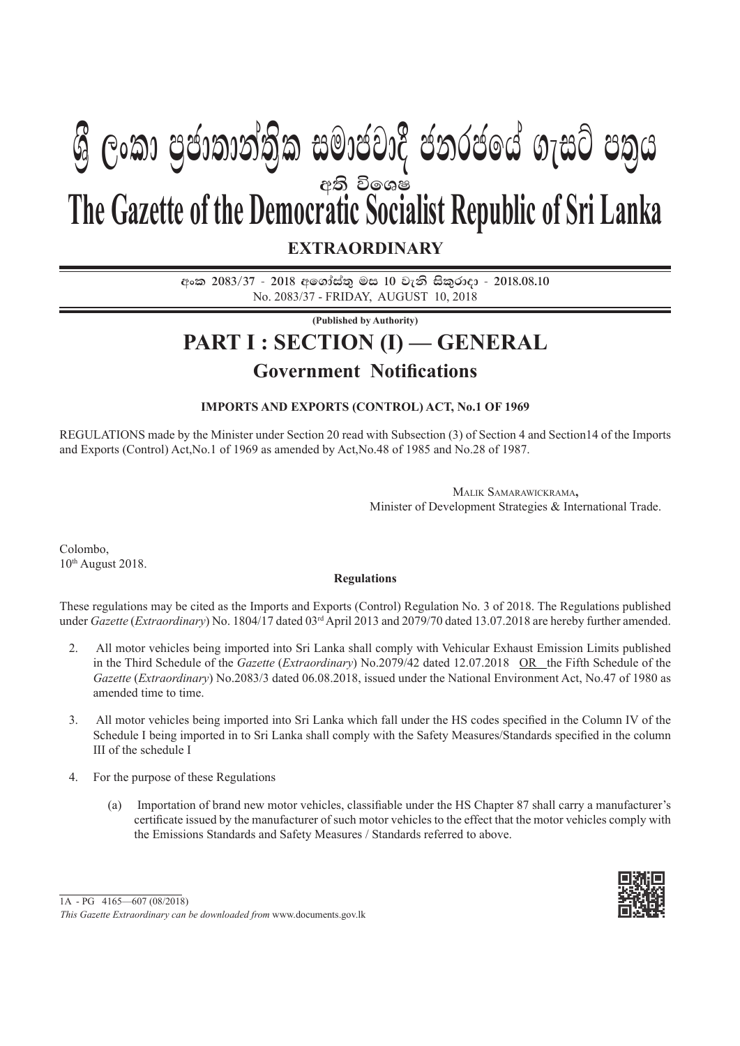# ශ්‍රී ලංකා ප්‍රජාතාන්ත්‍රික සමාජවාදී ජනරජයේ ගැසට් පත්‍රය

අති විශෙෂ

# The Gazette of the Democratic Socialist Republic of Sri Lanka

**EXTRAORDINARY**

අංක 2083/37 - 2018 අගෝස්තු මස 10 වැනි සිකුරාදා - 2018.08.10

No. 2083/37 - FRIDAY, AUGUST 10, 2018

**(Published by Authority)**

## PART I : SECTION (I) — GENERAL

## Government Notifications

**IMPORTS AND EXPORTS (CONTROL) ACT, No.1 OF 1969**

REGULATIONS made by the Minister under Section 20 read with Subsection (3) of Section 4 and Section14 of the Imports and Exports (Control) Act,No.1 of 1969 as amended by Act,No.48 of 1985 and No.28 of 1987.

MALIK SAMARAWICKRAMA,
Minister of Development Strategies & International Trade.

Colombo,
10th August 2018.

**Regulations**

These regulations may be cited as the Imports and Exports (Control) Regulation No. 3 of 2018. The Regulations published under *Gazette* (*Extraordinary*) No. 1804/17 dated 03rd April 2013 and 2079/70 dated 13.07.2018 are hereby further amended.

2. All motor vehicles being imported into Sri Lanka shall comply with Vehicular Exhaust Emission Limits published in the Third Schedule of the *Gazette* (*Extraordinary*) No.2079/42 dated 12.07.2018 OR the Fifth Schedule of the *Gazette* (*Extraordinary*) No.2083/3 dated 06.08.2018, issued under the National Environment Act, No.47 of 1980 as amended time to time.

3. All motor vehicles being imported into Sri Lanka which fall under the HS codes specified in the Column IV of the Schedule I being imported in to Sri Lanka shall comply with the Safety Measures/Standards specified in the column III of the schedule I

4. For the purpose of these Regulations

   (a) Importation of brand new motor vehicles, classifiable under the HS Chapter 87 shall carry a manufacturer's certificate issued by the manufacturer of such motor vehicles to the effect that the motor vehicles comply with the Emissions Standards and Safety Measures / Standards referred to above.

1A - PG 4165—607 (08/2018)

*This Gazette Extraordinary can be downloaded from* www.documents.gov.lk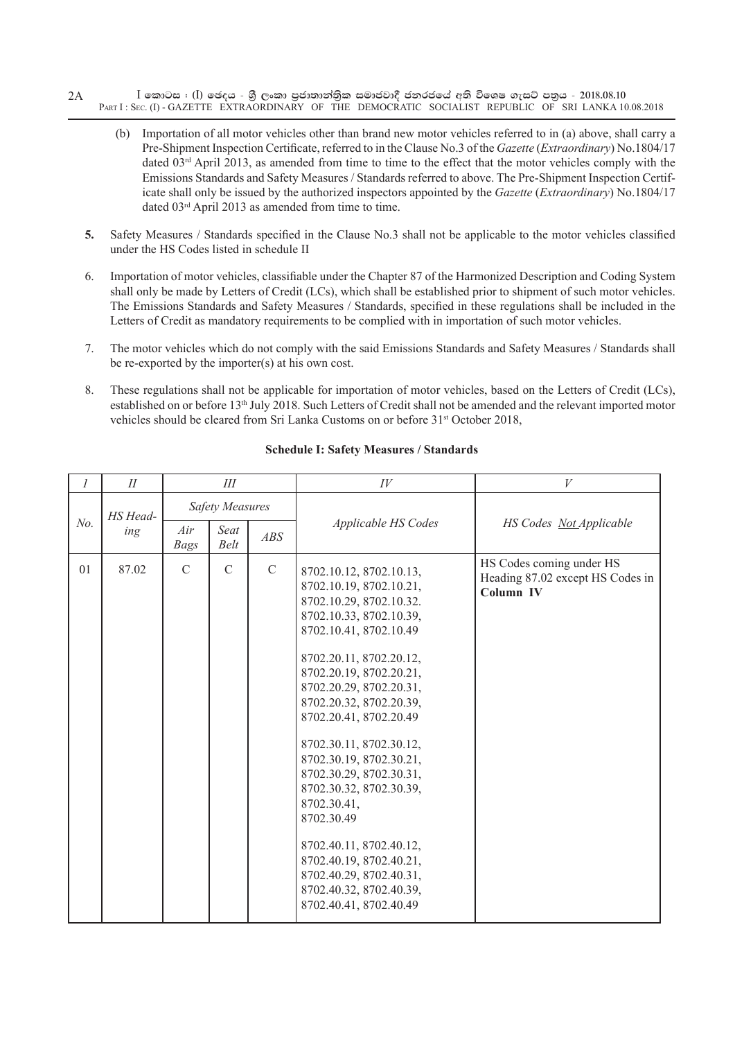(b) Importation of all motor vehicles other than brand new motor vehicles referred to in (a) above, shall carry a Pre-Shipment Inspection Certificate, referred to in the Clause No.3 of the *Gazette* (*Extraordinary*) No.1804/17 dated 03rd April 2013, as amended from time to time to the effect that the motor vehicles comply with the Emissions Standards and Safety Measures / Standards referred to above. The Pre-Shipment Inspection Certificate shall only be issued by the authorized inspectors appointed by the *Gazette* (*Extraordinary*) No.1804/17 dated 03rd April 2013 as amended from time to time.

**5.** Safety Measures / Standards specified in the Clause No.3 shall not be applicable to the motor vehicles classified under the HS Codes listed in schedule II

6. Importation of motor vehicles, classifiable under the Chapter 87 of the Harmonized Description and Coding System shall only be made by Letters of Credit (LCs), which shall be established prior to shipment of such motor vehicles. The Emissions Standards and Safety Measures / Standards, specified in these regulations shall be included in the Letters of Credit as mandatory requirements to be complied with in importation of such motor vehicles.

7. The motor vehicles which do not comply with the said Emissions Standards and Safety Measures / Standards shall be re-exported by the importer(s) at his own cost.

8. These regulations shall not be applicable for importation of motor vehicles, based on the Letters of Credit (LCs), established on or before 13th July 2018. Such Letters of Credit shall not be amended and the relevant imported motor vehicles should be cleared from Sri Lanka Customs on or before 31st October 2018,

**Schedule I: Safety Measures / Standards**

| *I* | *II* | *III* | | | *IV* | *V* |
|---|---|---|---|---|---|---|
| | | *Safety Measures* | | | | |
| *No.* | *HS Heading* | *Air Bags* | *Seat Belt* | *ABS* | *Applicable HS Codes* | *HS Codes Not Applicable* |
| 01 | 87.02 | C | C | C | 8702.10.12, 8702.10.13, 8702.10.19, 8702.10.21, 8702.10.29, 8702.10.32. 8702.10.33, 8702.10.39, 8702.10.41, 8702.10.49<br><br>8702.20.11, 8702.20.12, 8702.20.19, 8702.20.21, 8702.20.29, 8702.20.31, 8702.20.32, 8702.20.39, 8702.20.41, 8702.20.49<br><br>8702.30.11, 8702.30.12, 8702.30.19, 8702.30.21, 8702.30.29, 8702.30.31, 8702.30.32, 8702.30.39, 8702.30.41, 8702.30.49<br><br>8702.40.11, 8702.40.12, 8702.40.19, 8702.40.21, 8702.40.29, 8702.40.31, 8702.40.32, 8702.40.39, 8702.40.41, 8702.40.49 | HS Codes coming under HS Heading 87.02 except HS Codes in **Column IV** |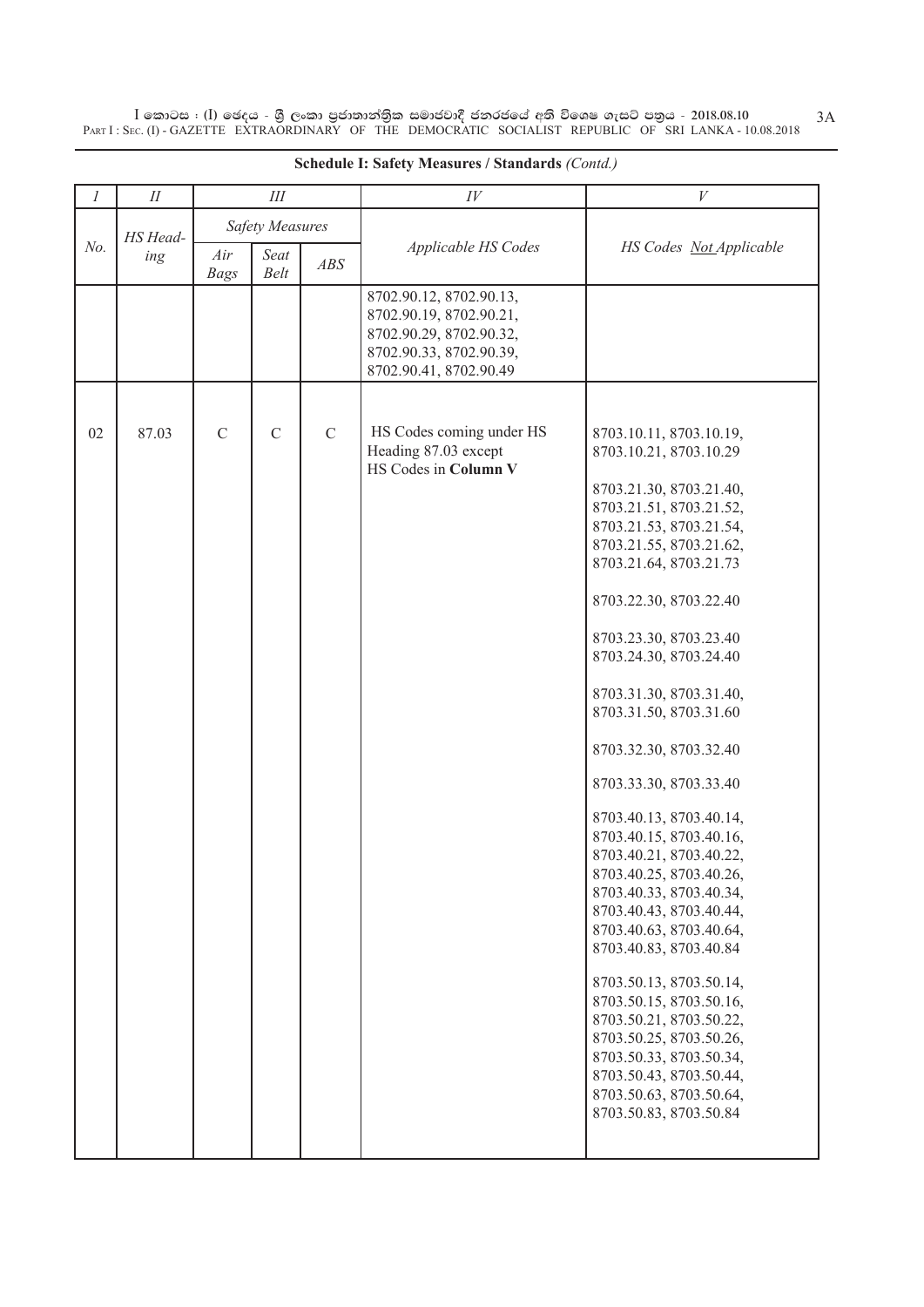**Schedule I: Safety Measures / Standards** *(Contd.)*

| *I* | *II* | *III* | | | *IV* | *V* |
|---|---|---|---|---|---|---|
| *No.* | *HS Heading* | *Safety Measures* | | | *Applicable HS Codes* | *HS Codes Not Applicable* |
| | | *Air Bags* | *Seat Belt* | *ABS* | | |
| | | | | | 8702.90.12, 8702.90.13, 8702.90.19, 8702.90.21, 8702.90.29, 8702.90.32, 8702.90.33, 8702.90.39, 8702.90.41, 8702.90.49 | |
| 02 | 87.03 | C | C | C | HS Codes coming under HS Heading 87.03 except HS Codes in **Column V** | 8703.10.11, 8703.10.19, 8703.10.21, 8703.10.29<br><br>8703.21.30, 8703.21.40, 8703.21.51, 8703.21.52, 8703.21.53, 8703.21.54, 8703.21.55, 8703.21.62, 8703.21.64, 8703.21.73<br><br>8703.22.30, 8703.22.40<br><br>8703.23.30, 8703.23.40<br>8703.24.30, 8703.24.40<br><br>8703.31.30, 8703.31.40, 8703.31.50, 8703.31.60<br><br>8703.32.30, 8703.32.40<br><br>8703.33.30, 8703.33.40<br><br>8703.40.13, 8703.40.14, 8703.40.15, 8703.40.16, 8703.40.21, 8703.40.22, 8703.40.25, 8703.40.26, 8703.40.33, 8703.40.34, 8703.40.43, 8703.40.44, 8703.40.63, 8703.40.64, 8703.40.83, 8703.40.84<br><br>8703.50.13, 8703.50.14, 8703.50.15, 8703.50.16, 8703.50.21, 8703.50.22, 8703.50.25, 8703.50.26, 8703.50.33, 8703.50.34, 8703.50.43, 8703.50.44, 8703.50.63, 8703.50.64, 8703.50.83, 8703.50.84 |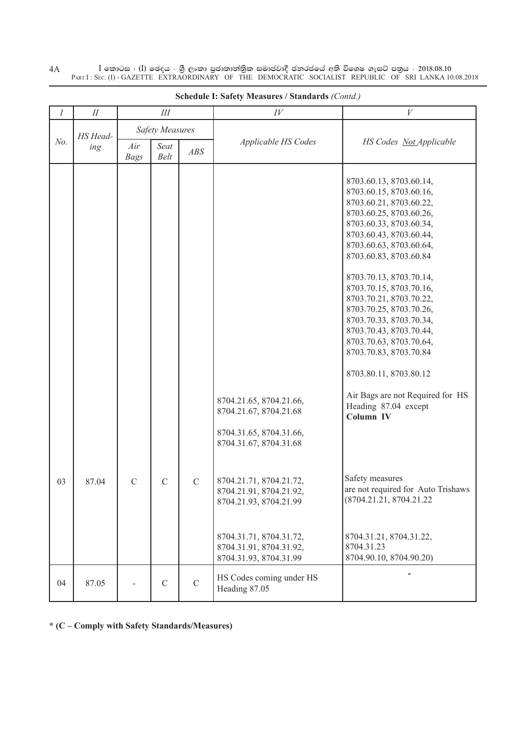**Schedule I: Safety Measures / Standards** *(Contd.)*

| *I* | *II* | *III* | | | *IV* | *V* |
|---|---|---|---|---|---|---|
| *No.* | *HS Heading* | *Safety Measures* | | | *Applicable HS Codes* | *HS Codes Not Applicable* |
| | | *Air Bags* | *Seat Belt* | *ABS* | | |
| | | | | | | 8703.60.13, 8703.60.14, 8703.60.15, 8703.60.16, 8703.60.21, 8703.60.22, 8703.60.25, 8703.60.26, 8703.60.33, 8703.60.34, 8703.60.43, 8703.60.44, 8703.60.63, 8703.60.64, 8703.60.83, 8703.60.84<br><br>8703.70.13, 8703.70.14, 8703.70.15, 8703.70.16, 8703.70.21, 8703.70.22, 8703.70.25, 8703.70.26, 8703.70.33, 8703.70.34, 8703.70.43, 8703.70.44, 8703.70.63, 8703.70.64, 8703.70.83, 8703.70.84<br><br>8703.80.11, 8703.80.12 |
| 03 | 87.04 | C | C | C | 8704.21.65, 8704.21.66, 8704.21.67, 8704.21.68<br><br>8704.31.65, 8704.31.66, 8704.31.67, 8704.31.68<br><br>8704.21.71, 8704.21.72, 8704.21.91, 8704.21.92, 8704.21.93, 8704.21.99<br><br>8704.31.71, 8704.31.72, 8704.31.91, 8704.31.92, 8704.31.93, 8704.31.99 | Air Bags are not Required for HS Heading 87.04 except **Column IV**<br><br>Safety measures are not required for Auto Trishaws (8704.21.21, 8704.21.22<br><br>8704.31.21, 8704.31.22, 8704.31.23 8704.90.10, 8704.90.20) |
| 04 | 87.05 | - | C | C | HS Codes coming under HS Heading 87.05 | - |

**\* (C – Comply with Safety Standards/Measures)**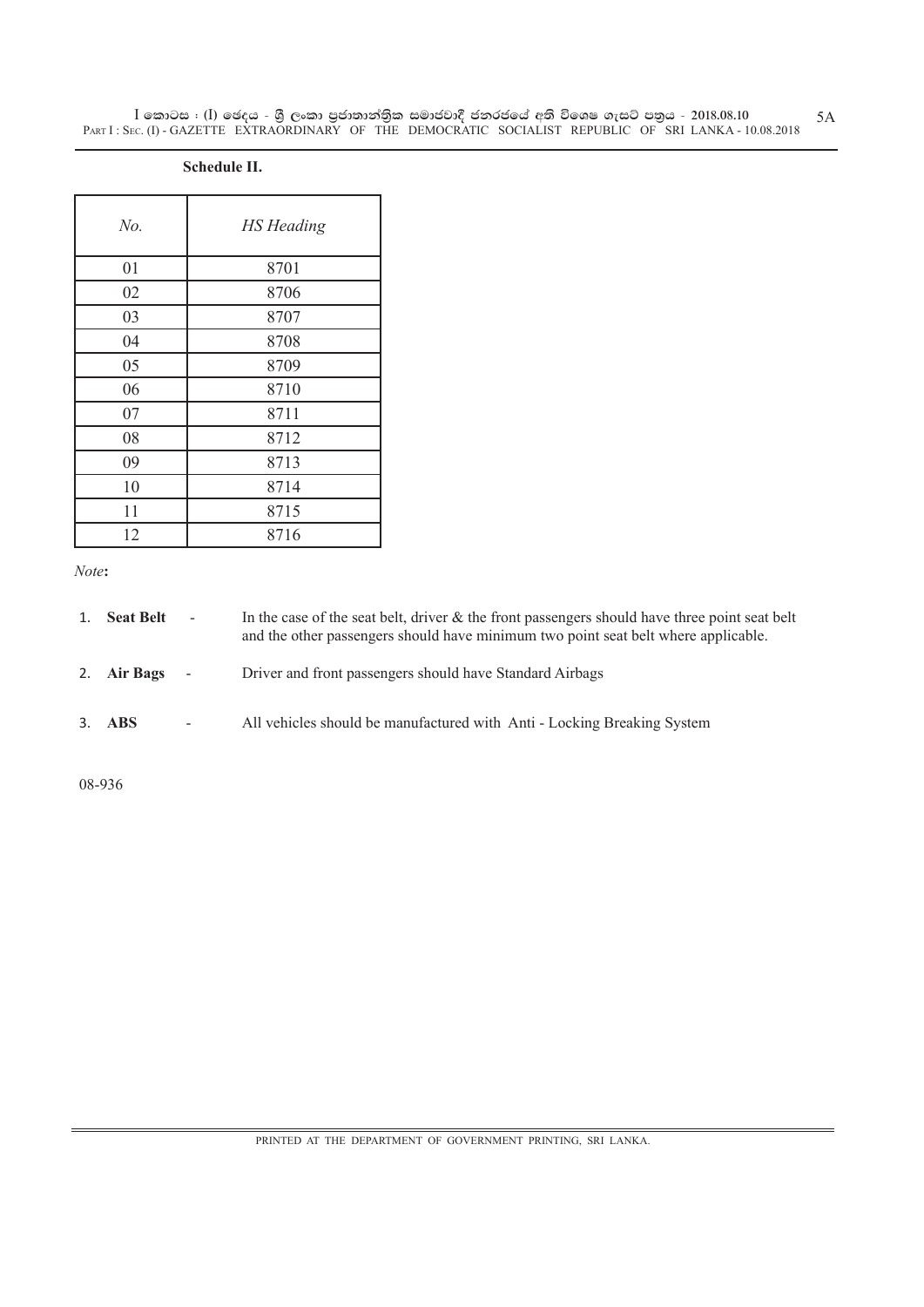**Schedule II.**

| *No.* | *HS Heading* |
|---|---|
| 01 | 8701 |
| 02 | 8706 |
| 03 | 8707 |
| 04 | 8708 |
| 05 | 8709 |
| 06 | 8710 |
| 07 | 8711 |
| 08 | 8712 |
| 09 | 8713 |
| 10 | 8714 |
| 11 | 8715 |
| 12 | 8716 |

*Note***:**

1. **Seat Belt** - In the case of the seat belt, driver & the front passengers should have three point seat belt and the other passengers should have minimum two point seat belt where applicable.
2. **Air Bags** - Driver and front passengers should have Standard Airbags
3. **ABS** - All vehicles should be manufactured with Anti - Locking Breaking System

08-936

PRINTED AT THE DEPARTMENT OF GOVERNMENT PRINTING, SRI LANKA.